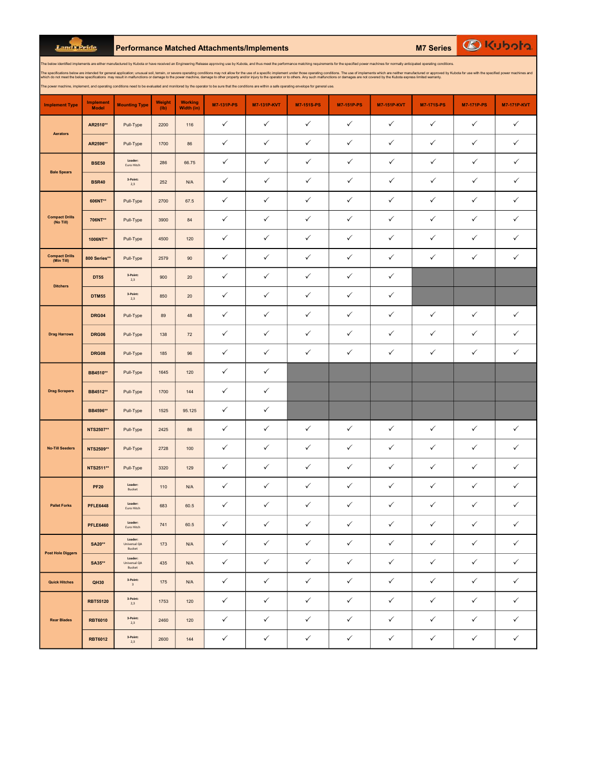# Performance Matched Attachments/Implements

## M7 Series

The below identified implements are either manufactured by Kubota or have received an Engineering Release approving use by Kubota, and thus meet the performance matching requirements for the specified power machines for normally anticipated operating conditions.

The specifications below are intended for general application; unusual soil, terrain, or severe operating conditions may not allow for the use of a specific implement under those operating conditions. The use of implements which are neither manufactured or approved by Kubota for use with the specified power machines and which do not meet the below specifications may result in malfunctions or damage to the power machine, damage to other property and/or injury to the operator or to others. Any such malfunctions or damages are not covered by the Kubota express limited warranty.

The power machine, implement, and operating conditions need to be evaluated and monitored by the operator to be sure that the conditions are within a safe operating envelope for general use.

| Implement Type | Implement Model | Mounting Type | Weight (lb) | Working Width (in) | M7-131P-PS | M7-131P-KVT | M7-151S-PS | M7-151P-PS | M7-151P-KVT | M7-171S-PS | M7-171P-PS | M7-171P-KVT |
|---|---|---|---|---|---|---|---|---|---|---|---|---|
| Aerators | AR2510** | Pull-Type | 2200 | 116 | ✓ | ✓ | ✓ | ✓ | ✓ | ✓ | ✓ | ✓ |
| | AR2596** | Pull-Type | 1700 | 86 | ✓ | ✓ | ✓ | ✓ | ✓ | ✓ | ✓ | ✓ |
| Bale Spears | BSE50 | Loader: Euro Hitch | 286 | 66.75 | ✓ | ✓ | ✓ | ✓ | ✓ | ✓ | ✓ | ✓ |
| | BSR40 | 3-Point: 2,3 | 252 | N/A | ✓ | ✓ | ✓ | ✓ | ✓ | ✓ | ✓ | ✓ |
| Compact Drills (No Till) | 606NT** | Pull-Type | 2700 | 67.5 | ✓ | ✓ | ✓ | ✓ | ✓ | ✓ | ✓ | ✓ |
| | 706NT** | Pull-Type | 3900 | 84 | ✓ | ✓ | ✓ | ✓ | ✓ | ✓ | ✓ | ✓ |
| | 1006NT** | Pull-Type | 4500 | 120 | ✓ | ✓ | ✓ | ✓ | ✓ | ✓ | ✓ | ✓ |
| Compact Drills (Min Till) | 800 Series** | Pull-Type | 2579 | 90 | ✓ | ✓ | ✓ | ✓ | ✓ | ✓ | ✓ | ✓ |
| Ditchers | DT55 | 3-Point: 2,3 | 900 | 20 | ✓ | ✓ | ✓ | ✓ | ✓ | | | |
| | DTM55 | 3-Point: 2,3 | 850 | 20 | ✓ | ✓ | ✓ | ✓ | ✓ | | | |
| Drag Harrows | DRG04 | Pull-Type | 89 | 48 | ✓ | ✓ | ✓ | ✓ | ✓ | ✓ | ✓ | ✓ |
| | DRG06 | Pull-Type | 138 | 72 | ✓ | ✓ | ✓ | ✓ | ✓ | ✓ | ✓ | ✓ |
| | DRG08 | Pull-Type | 185 | 96 | ✓ | ✓ | ✓ | ✓ | ✓ | ✓ | ✓ | ✓ |
| Drag Scrapers | BB4510** | Pull-Type | 1645 | 120 | ✓ | ✓ | | | | | | |
| | BB4512** | Pull-Type | 1700 | 144 | ✓ | ✓ | | | | | | |
| | BB4596** | Pull-Type | 1525 | 95.125 | ✓ | ✓ | | | | | | |
| No-Till Seeders | NTS2507** | Pull-Type | 2425 | 86 | ✓ | ✓ | ✓ | ✓ | ✓ | ✓ | ✓ | ✓ |
| | NTS2509** | Pull-Type | 2728 | 100 | ✓ | ✓ | ✓ | ✓ | ✓ | ✓ | ✓ | ✓ |
| | NTS2511** | Pull-Type | 3320 | 129 | ✓ | ✓ | ✓ | ✓ | ✓ | ✓ | ✓ | ✓ |
| Pallet Forks | PF20 | Loader: Bucket | 110 | N/A | ✓ | ✓ | ✓ | ✓ | ✓ | ✓ | ✓ | ✓ |
| | PFLE6448 | Loader: Euro Hitch | 683 | 60.5 | ✓ | ✓ | ✓ | ✓ | ✓ | ✓ | ✓ | ✓ |
| | PFLE6460 | Loader: Euro Hitch | 741 | 60.5 | ✓ | ✓ | ✓ | ✓ | ✓ | ✓ | ✓ | ✓ |
| Post Hole Diggers | SA20** | Loader: Universal QA Bucket | 173 | N/A | ✓ | ✓ | ✓ | ✓ | ✓ | ✓ | ✓ | ✓ |
| | SA35** | Loader: Universal QA Bucket | 435 | N/A | ✓ | ✓ | ✓ | ✓ | ✓ | ✓ | ✓ | ✓ |
| Quick Hitches | QH30 | 3-Point: 3 | 175 | N/A | ✓ | ✓ | ✓ | ✓ | ✓ | ✓ | ✓ | ✓ |
| Rear Blades | RBT55120 | 3-Point: 2,3 | 1753 | 120 | ✓ | ✓ | ✓ | ✓ | ✓ | ✓ | ✓ | ✓ |
| | RBT6010 | 3-Point: 2,3 | 2460 | 120 | ✓ | ✓ | ✓ | ✓ | ✓ | ✓ | ✓ | ✓ |
| | RBT6012 | 3-Point: 2,3 | 2600 | 144 | ✓ | ✓ | ✓ | ✓ | ✓ | ✓ | ✓ | ✓ |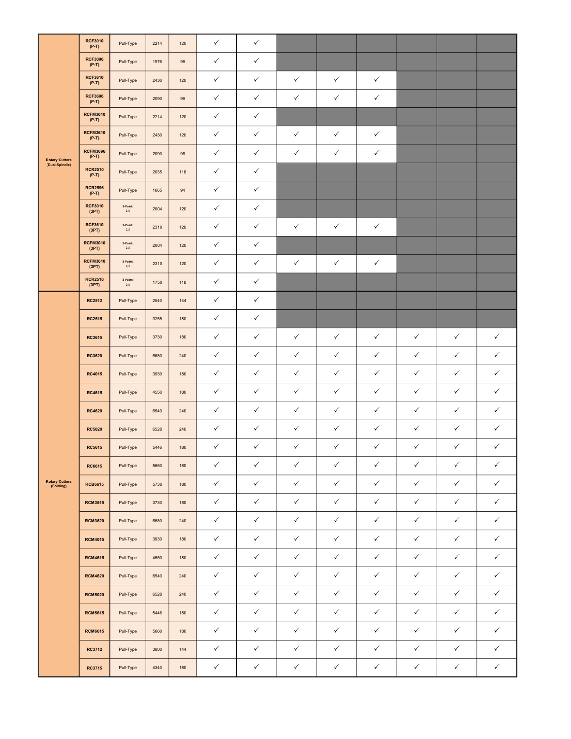| | | | | | | | | | | | | |
|---|---|---|---|---|---|---|---|---|---|---|---|---|
| Rotary Cutters (Dual Spindle) | RCF3010 (P-T) | Pull-Type | 2214 | 120 | ✓ | ✓ | | | | | | |
| | RCF3096 (P-T) | Pull-Type | 1976 | 96 | ✓ | ✓ | | | | | | |
| | RCF3610 (P-T) | Pull-Type | 2430 | 120 | ✓ | ✓ | ✓ | ✓ | ✓ | | | |
| | RCF3696 (P-T) | Pull-Type | 2090 | 96 | ✓ | ✓ | ✓ | ✓ | ✓ | | | |
| | RCFM3010 (P-T) | Pull-Type | 2214 | 120 | ✓ | ✓ | | | | | | |
| | RCFM3610 (P-T) | Pull-Type | 2430 | 120 | ✓ | ✓ | ✓ | ✓ | ✓ | | | |
| | RCFM3696 (P-T) | Pull-Type | 2090 | 96 | ✓ | ✓ | ✓ | ✓ | ✓ | | | |
| | RCR2510 (P-T) | Pull-Type | 2035 | 118 | ✓ | ✓ | | | | | | |
| | RCR2596 (P-T) | Pull-Type | 1665 | 94 | ✓ | ✓ | | | | | | |
| | RCF3010 (3PT) | 3-Point: 2,3 | 2004 | 120 | ✓ | ✓ | | | | | | |
| | RCF3610 (3PT) | 3-Point: 2,3 | 2310 | 120 | ✓ | ✓ | ✓ | ✓ | ✓ | | | |
| | RCFM3010 (3PT) | 3-Point: 2,3 | 2004 | 120 | ✓ | ✓ | | | | | | |
| | RCFM3610 (3PT) | 3-Point: 2,3 | 2310 | 120 | ✓ | ✓ | ✓ | ✓ | ✓ | | | |
| | RCR2510 (3PT) | 3-Point: 2,3 | 1750 | 118 | ✓ | ✓ | | | | | | |
| Rotary Cutters (Folding) | RC2512 | Pull-Type | 2540 | 144 | ✓ | ✓ | | | | | | |
| | RC2515 | Pull-Type | 3255 | 180 | ✓ | ✓ | | | | | | |
| | RC3615 | Pull-Type | 3730 | 180 | ✓ | ✓ | ✓ | ✓ | ✓ | ✓ | ✓ | ✓ |
| | RC3620 | Pull-Type | 6680 | 240 | ✓ | ✓ | ✓ | ✓ | ✓ | ✓ | ✓ | ✓ |
| | RC4015 | Pull-Type | 3930 | 180 | ✓ | ✓ | ✓ | ✓ | ✓ | ✓ | ✓ | ✓ |
| | RC4615 | Pull-Type | 4550 | 180 | ✓ | ✓ | ✓ | ✓ | ✓ | ✓ | ✓ | ✓ |
| | RC4620 | Pull-Type | 6540 | 240 | ✓ | ✓ | ✓ | ✓ | ✓ | ✓ | ✓ | ✓ |
| | RC5020 | Pull-Type | 6528 | 240 | ✓ | ✓ | ✓ | ✓ | ✓ | ✓ | ✓ | ✓ |
| | RC5615 | Pull-Type | 5446 | 180 | ✓ | ✓ | ✓ | ✓ | ✓ | ✓ | ✓ | ✓ |
| | RC6615 | Pull-Type | 5660 | 180 | ✓ | ✓ | ✓ | ✓ | ✓ | ✓ | ✓ | ✓ |
| | RCB6615 | Pull-Type | 5738 | 180 | ✓ | ✓ | ✓ | ✓ | ✓ | ✓ | ✓ | ✓ |
| | RCM3615 | Pull-Type | 3730 | 180 | ✓ | ✓ | ✓ | ✓ | ✓ | ✓ | ✓ | ✓ |
| | RCM3620 | Pull-Type | 6680 | 240 | ✓ | ✓ | ✓ | ✓ | ✓ | ✓ | ✓ | ✓ |
| | RCM4015 | Pull-Type | 3930 | 180 | ✓ | ✓ | ✓ | ✓ | ✓ | ✓ | ✓ | ✓ |
| | RCM4615 | Pull-Type | 4550 | 180 | ✓ | ✓ | ✓ | ✓ | ✓ | ✓ | ✓ | ✓ |
| | RCM4620 | Pull-Type | 6540 | 240 | ✓ | ✓ | ✓ | ✓ | ✓ | ✓ | ✓ | ✓ |
| | RCM5020 | Pull-Type | 6528 | 240 | ✓ | ✓ | ✓ | ✓ | ✓ | ✓ | ✓ | ✓ |
| | RCM5615 | Pull-Type | 5446 | 180 | ✓ | ✓ | ✓ | ✓ | ✓ | ✓ | ✓ | ✓ |
| | RCM6615 | Pull-Type | 5660 | 180 | ✓ | ✓ | ✓ | ✓ | ✓ | ✓ | ✓ | ✓ |
| | RC3712 | Pull-Type | 3800 | 144 | ✓ | ✓ | ✓ | ✓ | ✓ | ✓ | ✓ | ✓ |
| | RC3715 | Pull-Type | 4340 | 180 | ✓ | ✓ | ✓ | ✓ | ✓ | ✓ | ✓ | ✓ |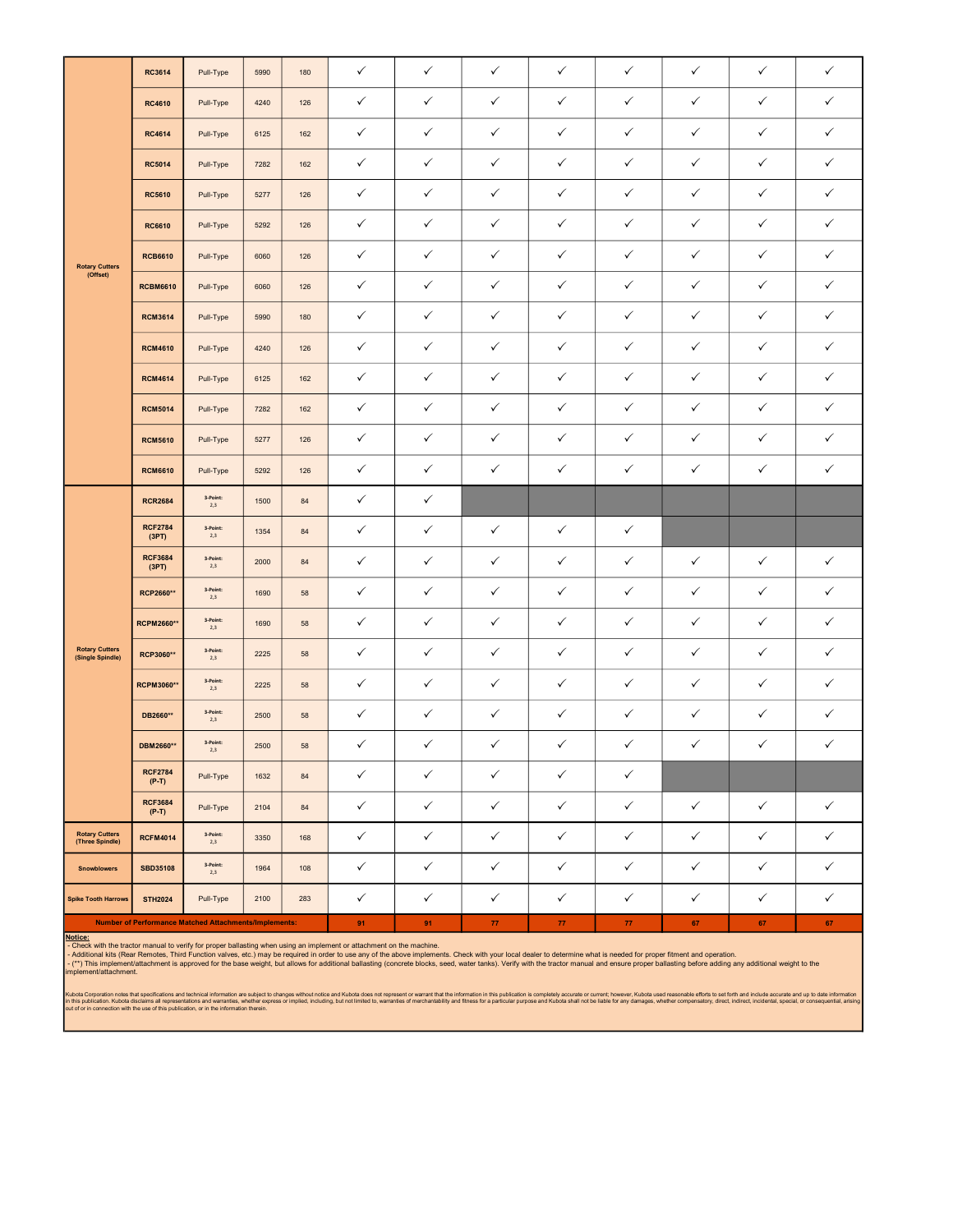| | | | | | | | | | | | | |
|---|---|---|---|---|---|---|---|---|---|---|---|---|
| Rotary Cutters (Offset) | RC3614 | Pull-Type | 5990 | 180 | ✓ | ✓ | ✓ | ✓ | ✓ | ✓ | ✓ | ✓ |
| | RC4610 | Pull-Type | 4240 | 126 | ✓ | ✓ | ✓ | ✓ | ✓ | ✓ | ✓ | ✓ |
| | RC4614 | Pull-Type | 6125 | 162 | ✓ | ✓ | ✓ | ✓ | ✓ | ✓ | ✓ | ✓ |
| | RC5014 | Pull-Type | 7282 | 162 | ✓ | ✓ | ✓ | ✓ | ✓ | ✓ | ✓ | ✓ |
| | RC5610 | Pull-Type | 5277 | 126 | ✓ | ✓ | ✓ | ✓ | ✓ | ✓ | ✓ | ✓ |
| | RC6610 | Pull-Type | 5292 | 126 | ✓ | ✓ | ✓ | ✓ | ✓ | ✓ | ✓ | ✓ |
| | RCB6610 | Pull-Type | 6060 | 126 | ✓ | ✓ | ✓ | ✓ | ✓ | ✓ | ✓ | ✓ |
| | RCBM6610 | Pull-Type | 6060 | 126 | ✓ | ✓ | ✓ | ✓ | ✓ | ✓ | ✓ | ✓ |
| | RCM3614 | Pull-Type | 5990 | 180 | ✓ | ✓ | ✓ | ✓ | ✓ | ✓ | ✓ | ✓ |
| | RCM4610 | Pull-Type | 4240 | 126 | ✓ | ✓ | ✓ | ✓ | ✓ | ✓ | ✓ | ✓ |
| | RCM4614 | Pull-Type | 6125 | 162 | ✓ | ✓ | ✓ | ✓ | ✓ | ✓ | ✓ | ✓ |
| | RCM5014 | Pull-Type | 7282 | 162 | ✓ | ✓ | ✓ | ✓ | ✓ | ✓ | ✓ | ✓ |
| | RCM5610 | Pull-Type | 5277 | 126 | ✓ | ✓ | ✓ | ✓ | ✓ | ✓ | ✓ | ✓ |
| | RCM6610 | Pull-Type | 5292 | 126 | ✓ | ✓ | ✓ | ✓ | ✓ | ✓ | ✓ | ✓ |
| Rotary Cutters (Single Spindle) | RCR2684 | 3-Point: 2,3 | 1500 | 84 | ✓ | ✓ | | | | | | |
| | RCF2784 (3PT) | 3-Point: 2,3 | 1354 | 84 | ✓ | ✓ | ✓ | ✓ | ✓ | | | |
| | RCF3684 (3PT) | 3-Point: 2,3 | 2000 | 84 | ✓ | ✓ | ✓ | ✓ | ✓ | ✓ | ✓ | ✓ |
| | RCP2660** | 3-Point: 2,3 | 1690 | 58 | ✓ | ✓ | ✓ | ✓ | ✓ | ✓ | ✓ | ✓ |
| | RCPM2660** | 3-Point: 2,3 | 1690 | 58 | ✓ | ✓ | ✓ | ✓ | ✓ | ✓ | ✓ | ✓ |
| | RCP3060** | 3-Point: 2,3 | 2225 | 58 | ✓ | ✓ | ✓ | ✓ | ✓ | ✓ | ✓ | ✓ |
| | RCPM3060** | 3-Point: 2,3 | 2225 | 58 | ✓ | ✓ | ✓ | ✓ | ✓ | ✓ | ✓ | ✓ |
| | DB2660** | 3-Point: 2,3 | 2500 | 58 | ✓ | ✓ | ✓ | ✓ | ✓ | ✓ | ✓ | ✓ |
| | DBM2660** | 3-Point: 2,3 | 2500 | 58 | ✓ | ✓ | ✓ | ✓ | ✓ | ✓ | ✓ | ✓ |
| | RCF2784 (P-T) | Pull-Type | 1632 | 84 | ✓ | ✓ | ✓ | ✓ | ✓ | | | |
| | RCF3684 (P-T) | Pull-Type | 2104 | 84 | ✓ | ✓ | ✓ | ✓ | ✓ | ✓ | ✓ | ✓ |
| Rotary Cutters (Three Spindle) | RCFM4014 | 3-Point: 2,3 | 3350 | 168 | ✓ | ✓ | ✓ | ✓ | ✓ | ✓ | ✓ | ✓ |
| Snowblowers | SBD35108 | 3-Point: 2,3 | 1964 | 108 | ✓ | ✓ | ✓ | ✓ | ✓ | ✓ | ✓ | ✓ |
| Spike Tooth Harrows | STH2024 | Pull-Type | 2100 | 283 | ✓ | ✓ | ✓ | ✓ | ✓ | ✓ | ✓ | ✓ |
| **Number of Performance Matched Attachments/Implements:** | | | | | 91 | 91 | 77 | 77 | 77 | 67 | 67 | 67 |

**Notice:**
- Check with the tractor manual to verify for proper ballasting when using an implement or attachment on the machine.
- Additional kits (Rear Remotes, Third Function valves, etc.) may be required in order to use any of the above implements. Check with your local dealer to determine what is needed for proper fitment and operation.
- (**) This implement/attachment is approved for the base weight, but allows for additional ballasting (concrete blocks, seed, water tanks). Verify with the tractor manual and ensure proper ballasting before adding any additional weight to the implement/attachment.

Kubota Corporation notes that specifications and technical information are subject to changes without notice and Kubota does not represent or warrant that the information in this publication is completely accurate or current; however, Kubota used reasonable efforts to set forth and include accurate and up to date information in this publication. Kubota disclaims all representations and warranties, whether express or implied, including, but not limited to, warranties of merchantability and fitness for a particular purpose and Kubota shall not be liable for any damages, whether compensatory, direct, indirect, incidental, special, or consequential, arising out of or in connection with the use of this publication, or in the information therein.